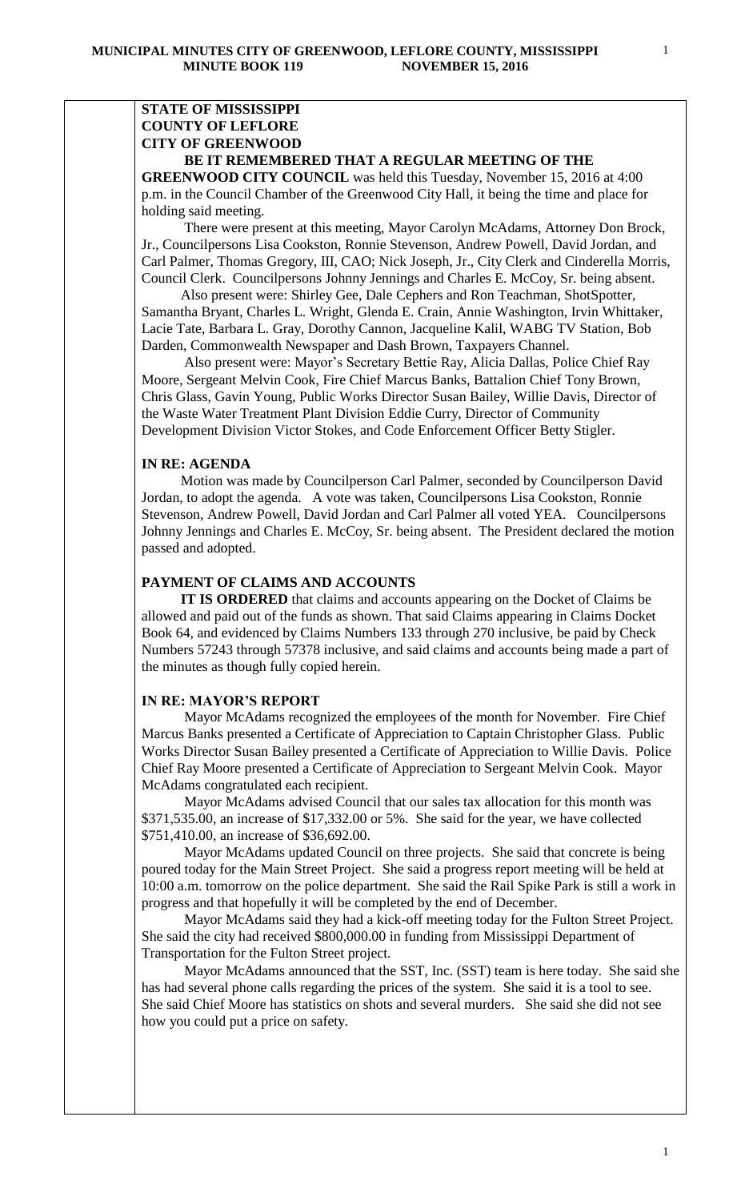**MUNICIPAL MINUTES CITY OF GREENWOOD, LEFLORE COUNTY, MISSISSIPPI**
**MINUTE BOOK 119 NOVEMBER 15, 2016**

**STATE OF MISSISSIPPI**
**COUNTY OF LEFLORE**
**CITY OF GREENWOOD**

**BE IT REMEMBERED THAT A REGULAR MEETING OF THE GREENWOOD CITY COUNCIL** was held this Tuesday, November 15, 2016 at 4:00 p.m. in the Council Chamber of the Greenwood City Hall, it being the time and place for holding said meeting.

There were present at this meeting, Mayor Carolyn McAdams, Attorney Don Brock, Jr., Councilpersons Lisa Cookston, Ronnie Stevenson, Andrew Powell, David Jordan, and Carl Palmer, Thomas Gregory, III, CAO; Nick Joseph, Jr., City Clerk and Cinderella Morris, Council Clerk. Councilpersons Johnny Jennings and Charles E. McCoy, Sr. being absent.

Also present were: Shirley Gee, Dale Cephers and Ron Teachman, ShotSpotter, Samantha Bryant, Charles L. Wright, Glenda E. Crain, Annie Washington, Irvin Whittaker, Lacie Tate, Barbara L. Gray, Dorothy Cannon, Jacqueline Kalil, WABG TV Station, Bob Darden, Commonwealth Newspaper and Dash Brown, Taxpayers Channel.

Also present were: Mayor's Secretary Bettie Ray, Alicia Dallas, Police Chief Ray Moore, Sergeant Melvin Cook, Fire Chief Marcus Banks, Battalion Chief Tony Brown, Chris Glass, Gavin Young, Public Works Director Susan Bailey, Willie Davis, Director of the Waste Water Treatment Plant Division Eddie Curry, Director of Community Development Division Victor Stokes, and Code Enforcement Officer Betty Stigler.

**IN RE: AGENDA**

Motion was made by Councilperson Carl Palmer, seconded by Councilperson David Jordan, to adopt the agenda. A vote was taken, Councilpersons Lisa Cookston, Ronnie Stevenson, Andrew Powell, David Jordan and Carl Palmer all voted YEA. Councilpersons Johnny Jennings and Charles E. McCoy, Sr. being absent. The President declared the motion passed and adopted.

**PAYMENT OF CLAIMS AND ACCOUNTS**

**IT IS ORDERED** that claims and accounts appearing on the Docket of Claims be allowed and paid out of the funds as shown. That said Claims appearing in Claims Docket Book 64, and evidenced by Claims Numbers 133 through 270 inclusive, be paid by Check Numbers 57243 through 57378 inclusive, and said claims and accounts being made a part of the minutes as though fully copied herein.

**IN RE: MAYOR'S REPORT**

Mayor McAdams recognized the employees of the month for November. Fire Chief Marcus Banks presented a Certificate of Appreciation to Captain Christopher Glass. Public Works Director Susan Bailey presented a Certificate of Appreciation to Willie Davis. Police Chief Ray Moore presented a Certificate of Appreciation to Sergeant Melvin Cook. Mayor McAdams congratulated each recipient.

Mayor McAdams advised Council that our sales tax allocation for this month was $371,535.00, an increase of $17,332.00 or 5%. She said for the year, we have collected $751,410.00, an increase of $36,692.00.

Mayor McAdams updated Council on three projects. She said that concrete is being poured today for the Main Street Project. She said a progress report meeting will be held at 10:00 a.m. tomorrow on the police department. She said the Rail Spike Park is still a work in progress and that hopefully it will be completed by the end of December.

Mayor McAdams said they had a kick-off meeting today for the Fulton Street Project. She said the city had received $800,000.00 in funding from Mississippi Department of Transportation for the Fulton Street project.

Mayor McAdams announced that the SST, Inc. (SST) team is here today. She said she has had several phone calls regarding the prices of the system. She said it is a tool to see. She said Chief Moore has statistics on shots and several murders. She said she did not see how you could put a price on safety.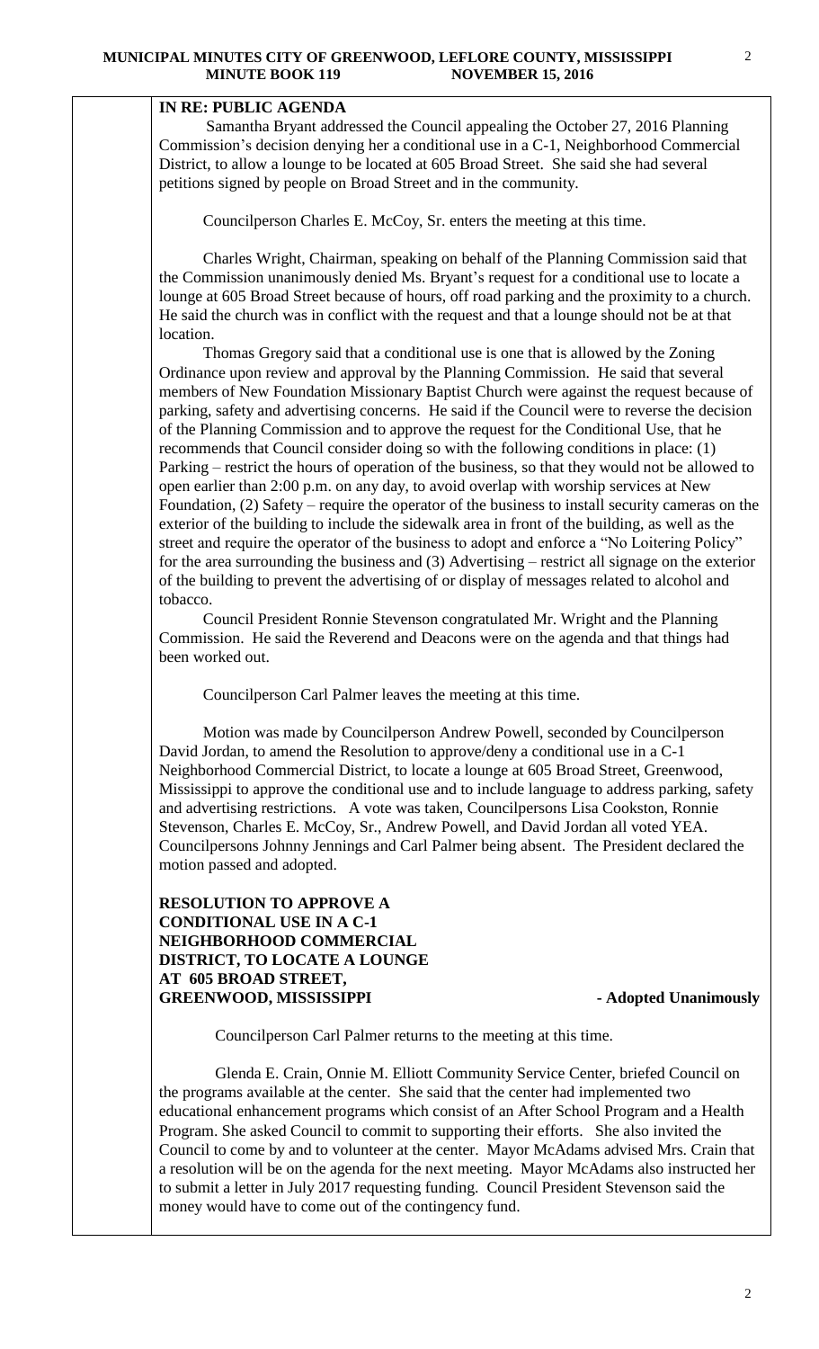**IN RE: PUBLIC AGENDA**

Samantha Bryant addressed the Council appealing the October 27, 2016 Planning Commission's decision denying her a conditional use in a C-1, Neighborhood Commercial District, to allow a lounge to be located at 605 Broad Street. She said she had several petitions signed by people on Broad Street and in the community.

Councilperson Charles E. McCoy, Sr. enters the meeting at this time.

Charles Wright, Chairman, speaking on behalf of the Planning Commission said that the Commission unanimously denied Ms. Bryant's request for a conditional use to locate a lounge at 605 Broad Street because of hours, off road parking and the proximity to a church. He said the church was in conflict with the request and that a lounge should not be at that location.

Thomas Gregory said that a conditional use is one that is allowed by the Zoning Ordinance upon review and approval by the Planning Commission. He said that several members of New Foundation Missionary Baptist Church were against the request because of parking, safety and advertising concerns. He said if the Council were to reverse the decision of the Planning Commission and to approve the request for the Conditional Use, that he recommends that Council consider doing so with the following conditions in place: (1) Parking – restrict the hours of operation of the business, so that they would not be allowed to open earlier than 2:00 p.m. on any day, to avoid overlap with worship services at New Foundation, (2) Safety – require the operator of the business to install security cameras on the exterior of the building to include the sidewalk area in front of the building, as well as the street and require the operator of the business to adopt and enforce a "No Loitering Policy" for the area surrounding the business and (3) Advertising – restrict all signage on the exterior of the building to prevent the advertising of or display of messages related to alcohol and tobacco.

Council President Ronnie Stevenson congratulated Mr. Wright and the Planning Commission. He said the Reverend and Deacons were on the agenda and that things had been worked out.

Councilperson Carl Palmer leaves the meeting at this time.

Motion was made by Councilperson Andrew Powell, seconded by Councilperson David Jordan, to amend the Resolution to approve/deny a conditional use in a C-1 Neighborhood Commercial District, to locate a lounge at 605 Broad Street, Greenwood, Mississippi to approve the conditional use and to include language to address parking, safety and advertising restrictions. A vote was taken, Councilpersons Lisa Cookston, Ronnie Stevenson, Charles E. McCoy, Sr., Andrew Powell, and David Jordan all voted YEA. Councilpersons Johnny Jennings and Carl Palmer being absent. The President declared the motion passed and adopted.

**RESOLUTION TO APPROVE A CONDITIONAL USE IN A C-1 NEIGHBORHOOD COMMERCIAL DISTRICT, TO LOCATE A LOUNGE AT 605 BROAD STREET, GREENWOOD, MISSISSIPPI** **- Adopted Unanimously**

Councilperson Carl Palmer returns to the meeting at this time.

Glenda E. Crain, Onnie M. Elliott Community Service Center, briefed Council on the programs available at the center. She said that the center had implemented two educational enhancement programs which consist of an After School Program and a Health Program. She asked Council to commit to supporting their efforts. She also invited the Council to come by and to volunteer at the center. Mayor McAdams advised Mrs. Crain that a resolution will be on the agenda for the next meeting. Mayor McAdams also instructed her to submit a letter in July 2017 requesting funding. Council President Stevenson said the money would have to come out of the contingency fund.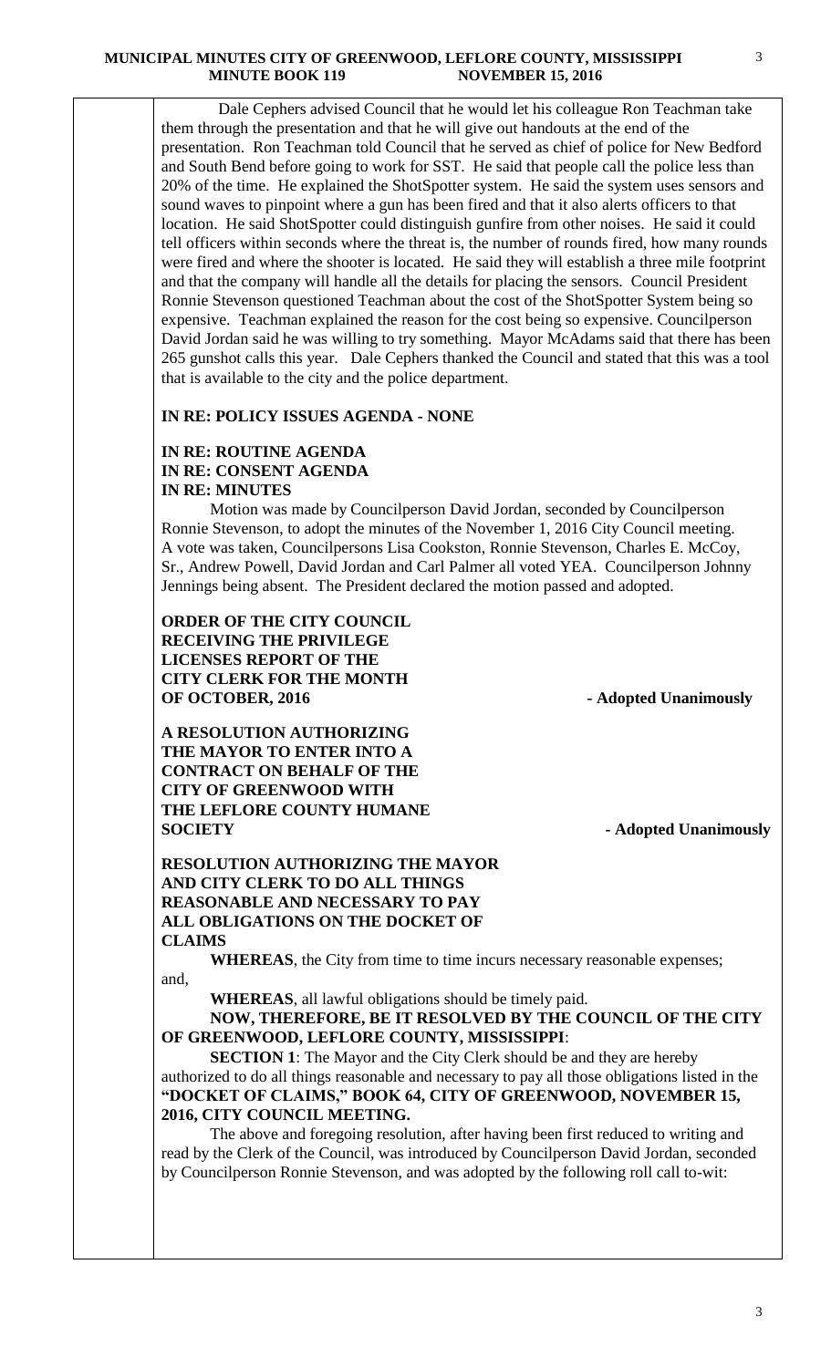Dale Cephers advised Council that he would let his colleague Ron Teachman take them through the presentation and that he will give out handouts at the end of the presentation. Ron Teachman told Council that he served as chief of police for New Bedford and South Bend before going to work for SST. He said that people call the police less than 20% of the time. He explained the ShotSpotter system. He said the system uses sensors and sound waves to pinpoint where a gun has been fired and that it also alerts officers to that location. He said ShotSpotter could distinguish gunfire from other noises. He said it could tell officers within seconds where the threat is, the number of rounds fired, how many rounds were fired and where the shooter is located. He said they will establish a three mile footprint and that the company will handle all the details for placing the sensors. Council President Ronnie Stevenson questioned Teachman about the cost of the ShotSpotter System being so expensive. Teachman explained the reason for the cost being so expensive. Councilperson David Jordan said he was willing to try something. Mayor McAdams said that there has been 265 gunshot calls this year. Dale Cephers thanked the Council and stated that this was a tool that is available to the city and the police department.

**IN RE: POLICY ISSUES AGENDA - NONE**

**IN RE: ROUTINE AGENDA**
**IN RE: CONSENT AGENDA**
**IN RE: MINUTES**

Motion was made by Councilperson David Jordan, seconded by Councilperson Ronnie Stevenson, to adopt the minutes of the November 1, 2016 City Council meeting. A vote was taken, Councilpersons Lisa Cookston, Ronnie Stevenson, Charles E. McCoy, Sr., Andrew Powell, David Jordan and Carl Palmer all voted YEA. Councilperson Johnny Jennings being absent. The President declared the motion passed and adopted.

**ORDER OF THE CITY COUNCIL RECEIVING THE PRIVILEGE LICENSES REPORT OF THE CITY CLERK FOR THE MONTH OF OCTOBER, 2016** - **Adopted Unanimously**

**A RESOLUTION AUTHORIZING THE MAYOR TO ENTER INTO A CONTRACT ON BEHALF OF THE CITY OF GREENWOOD WITH THE LEFLORE COUNTY HUMANE SOCIETY** - **Adopted Unanimously**

**RESOLUTION AUTHORIZING THE MAYOR AND CITY CLERK TO DO ALL THINGS REASONABLE AND NECESSARY TO PAY ALL OBLIGATIONS ON THE DOCKET OF CLAIMS**

**WHEREAS**, the City from time to time incurs necessary reasonable expenses; and,

**WHEREAS**, all lawful obligations should be timely paid.

**NOW, THEREFORE, BE IT RESOLVED BY THE COUNCIL OF THE CITY OF GREENWOOD, LEFLORE COUNTY, MISSISSIPPI**:

**SECTION 1**: The Mayor and the City Clerk should be and they are hereby authorized to do all things reasonable and necessary to pay all those obligations listed in the **"DOCKET OF CLAIMS," BOOK 64, CITY OF GREENWOOD, NOVEMBER 15, 2016, CITY COUNCIL MEETING.**

The above and foregoing resolution, after having been first reduced to writing and read by the Clerk of the Council, was introduced by Councilperson David Jordan, seconded by Councilperson Ronnie Stevenson, and was adopted by the following roll call to-wit: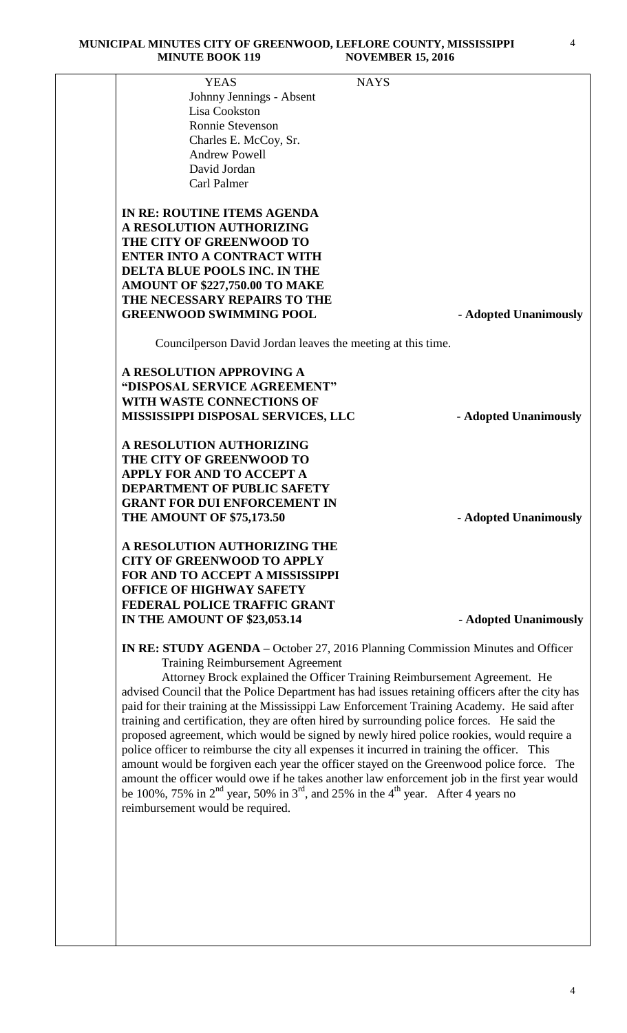| YEAS | NAYS |
|---|---|
| Johnny Jennings - Absent | |
| Lisa Cookston | |
| Ronnie Stevenson | |
| Charles E. McCoy, Sr. | |
| Andrew Powell | |
| David Jordan | |
| Carl Palmer | |

**IN RE: ROUTINE ITEMS AGENDA**

**A RESOLUTION AUTHORIZING THE CITY OF GREENWOOD TO ENTER INTO A CONTRACT WITH DELTA BLUE POOLS INC. IN THE AMOUNT OF $227,750.00 TO MAKE THE NECESSARY REPAIRS TO THE GREENWOOD SWIMMING POOL** - **Adopted Unanimously**

Councilperson David Jordan leaves the meeting at this time.

**A RESOLUTION APPROVING A "DISPOSAL SERVICE AGREEMENT" WITH WASTE CONNECTIONS OF MISSISSIPPI DISPOSAL SERVICES, LLC** - **Adopted Unanimously**

**A RESOLUTION AUTHORIZING THE CITY OF GREENWOOD TO APPLY FOR AND TO ACCEPT A DEPARTMENT OF PUBLIC SAFETY GRANT FOR DUI ENFORCEMENT IN THE AMOUNT OF $75,173.50** - **Adopted Unanimously**

**A RESOLUTION AUTHORIZING THE CITY OF GREENWOOD TO APPLY FOR AND TO ACCEPT A MISSISSIPPI OFFICE OF HIGHWAY SAFETY FEDERAL POLICE TRAFFIC GRANT IN THE AMOUNT OF $23,053.14** - **Adopted Unanimously**

**IN RE: STUDY AGENDA** – October 27, 2016 Planning Commission Minutes and Officer Training Reimbursement Agreement

Attorney Brock explained the Officer Training Reimbursement Agreement. He advised Council that the Police Department has had issues retaining officers after the city has paid for their training at the Mississippi Law Enforcement Training Academy. He said after training and certification, they are often hired by surrounding police forces. He said the proposed agreement, which would be signed by newly hired police rookies, would require a police officer to reimburse the city all expenses it incurred in training the officer. This amount would be forgiven each year the officer stayed on the Greenwood police force. The amount the officer would owe if he takes another law enforcement job in the first year would be 100%, 75% in 2nd year, 50% in 3rd, and 25% in the 4th year. After 4 years no reimbursement would be required.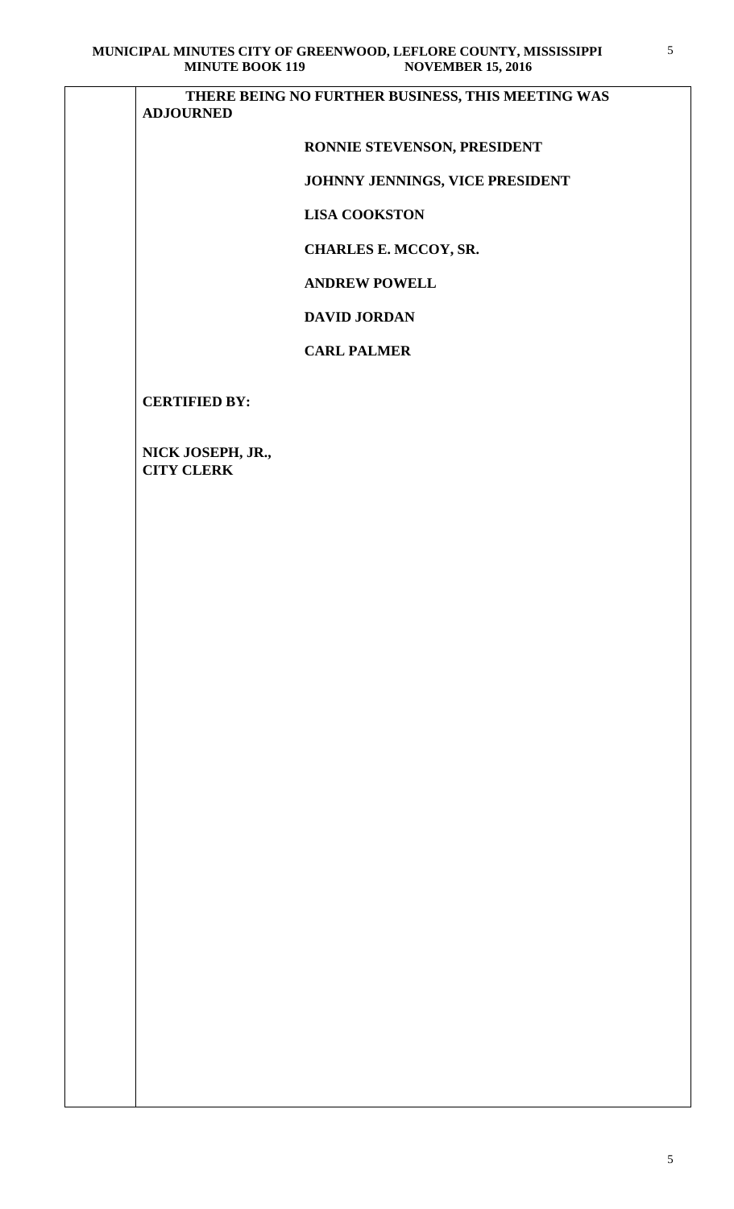**THERE BEING NO FURTHER BUSINESS, THIS MEETING WAS ADJOURNED**

**RONNIE STEVENSON, PRESIDENT**

**JOHNNY JENNINGS, VICE PRESIDENT**

**LISA COOKSTON**

**CHARLES E. MCCOY, SR.**

**ANDREW POWELL**

**DAVID JORDAN**

**CARL PALMER**

**CERTIFIED BY:**

**NICK JOSEPH, JR.,**
**CITY CLERK**